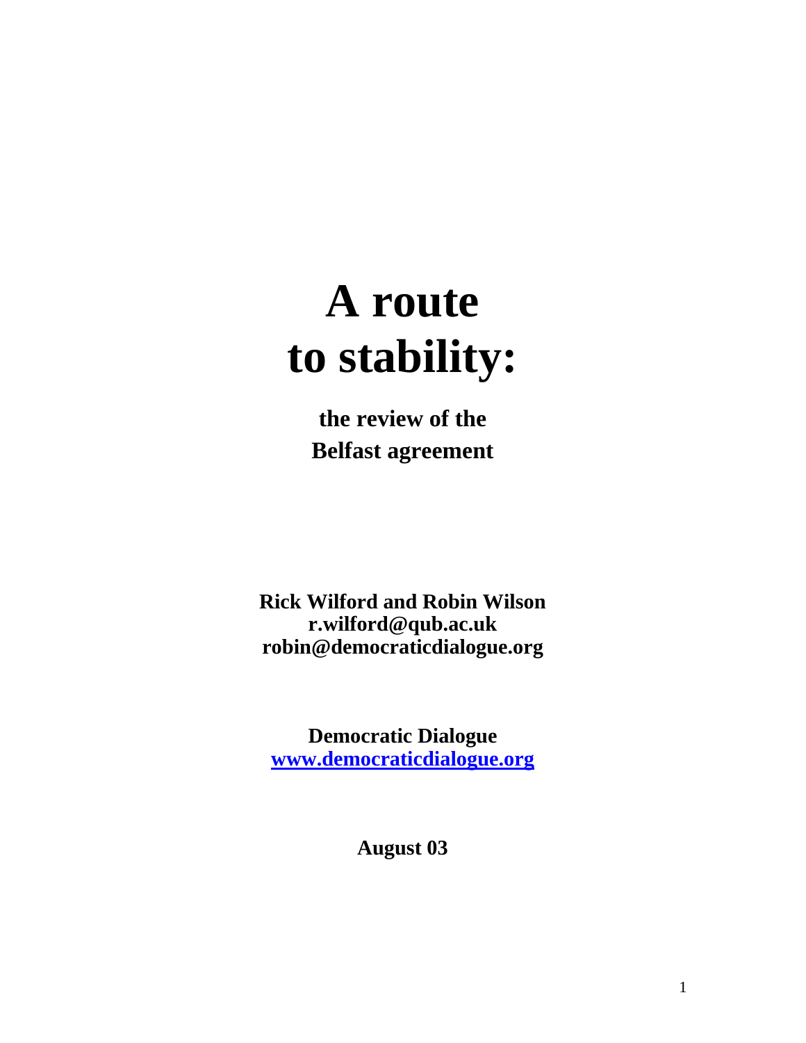# A route to stability:

**the review of the Belfast agreement**

**Rick Wilford and Robin Wilson**
**r.wilford@qub.ac.uk**
**robin@democraticdialogue.org**

**Democratic Dialogue**
**www.democraticdialogue.org**

**August 03**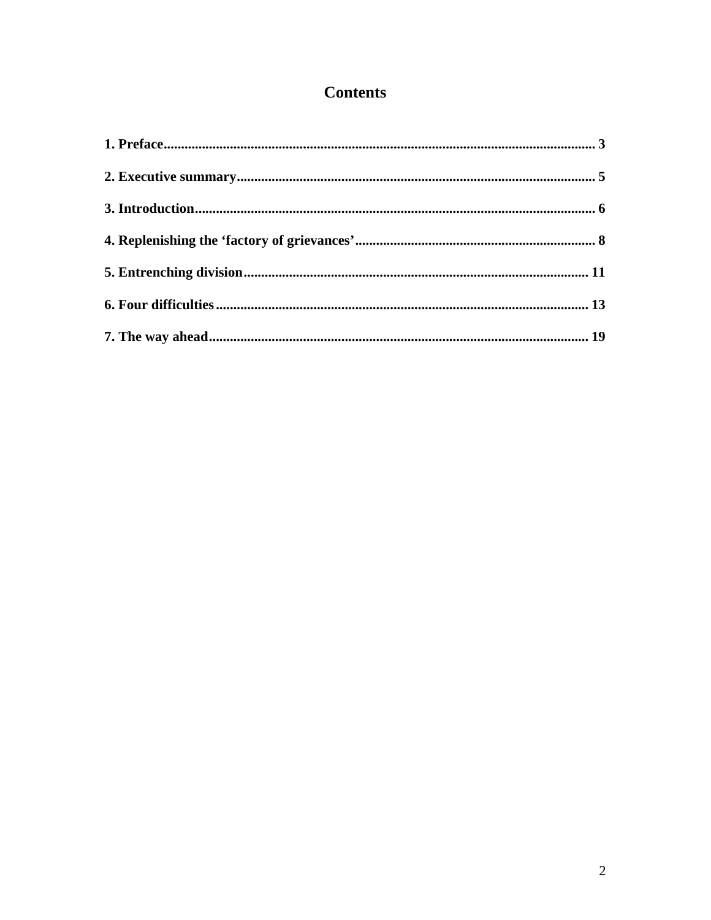# Contents

1. Preface........................................................................................................................ 3

2. Executive summary..................................................................................................... 5

3. Introduction................................................................................................................ 6

4. Replenishing the 'factory of grievances'.................................................................... 8

5. Entrenching division................................................................................................. 11

6. Four difficulties......................................................................................................... 13

7. The way ahead.......................................................................................................... 19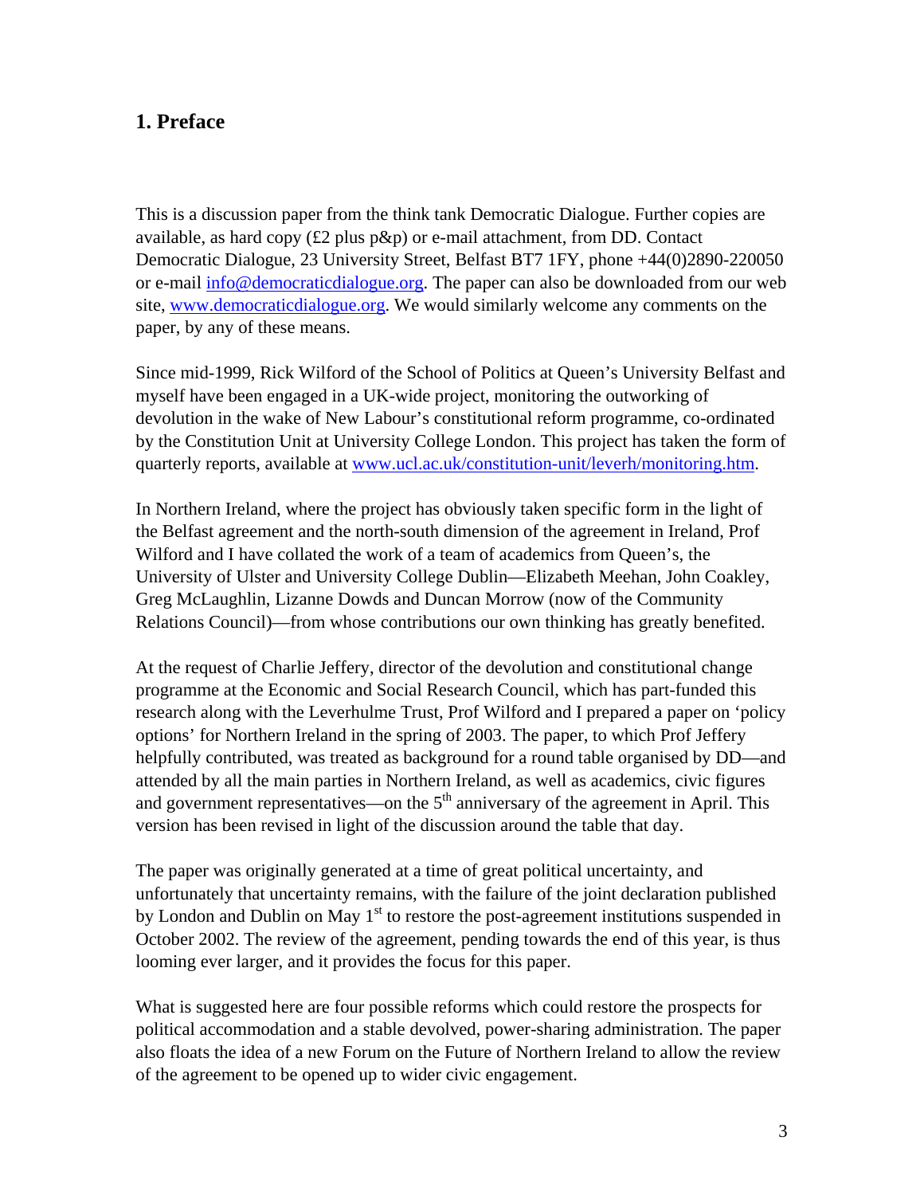## 1. Preface

This is a discussion paper from the think tank Democratic Dialogue. Further copies are available, as hard copy (£2 plus p&p) or e-mail attachment, from DD. Contact Democratic Dialogue, 23 University Street, Belfast BT7 1FY, phone +44(0)2890-220050 or e-mail info@democraticdialogue.org. The paper can also be downloaded from our web site, www.democraticdialogue.org. We would similarly welcome any comments on the paper, by any of these means.

Since mid-1999, Rick Wilford of the School of Politics at Queen's University Belfast and myself have been engaged in a UK-wide project, monitoring the outworking of devolution in the wake of New Labour's constitutional reform programme, co-ordinated by the Constitution Unit at University College London. This project has taken the form of quarterly reports, available at www.ucl.ac.uk/constitution-unit/leverh/monitoring.htm.

In Northern Ireland, where the project has obviously taken specific form in the light of the Belfast agreement and the north-south dimension of the agreement in Ireland, Prof Wilford and I have collated the work of a team of academics from Queen's, the University of Ulster and University College Dublin—Elizabeth Meehan, John Coakley, Greg McLaughlin, Lizanne Dowds and Duncan Morrow (now of the Community Relations Council)—from whose contributions our own thinking has greatly benefited.

At the request of Charlie Jeffery, director of the devolution and constitutional change programme at the Economic and Social Research Council, which has part-funded this research along with the Leverhulme Trust, Prof Wilford and I prepared a paper on 'policy options' for Northern Ireland in the spring of 2003. The paper, to which Prof Jeffery helpfully contributed, was treated as background for a round table organised by DD—and attended by all the main parties in Northern Ireland, as well as academics, civic figures and government representatives—on the 5th anniversary of the agreement in April. This version has been revised in light of the discussion around the table that day.

The paper was originally generated at a time of great political uncertainty, and unfortunately that uncertainty remains, with the failure of the joint declaration published by London and Dublin on May 1st to restore the post-agreement institutions suspended in October 2002. The review of the agreement, pending towards the end of this year, is thus looming ever larger, and it provides the focus for this paper.

What is suggested here are four possible reforms which could restore the prospects for political accommodation and a stable devolved, power-sharing administration. The paper also floats the idea of a new Forum on the Future of Northern Ireland to allow the review of the agreement to be opened up to wider civic engagement.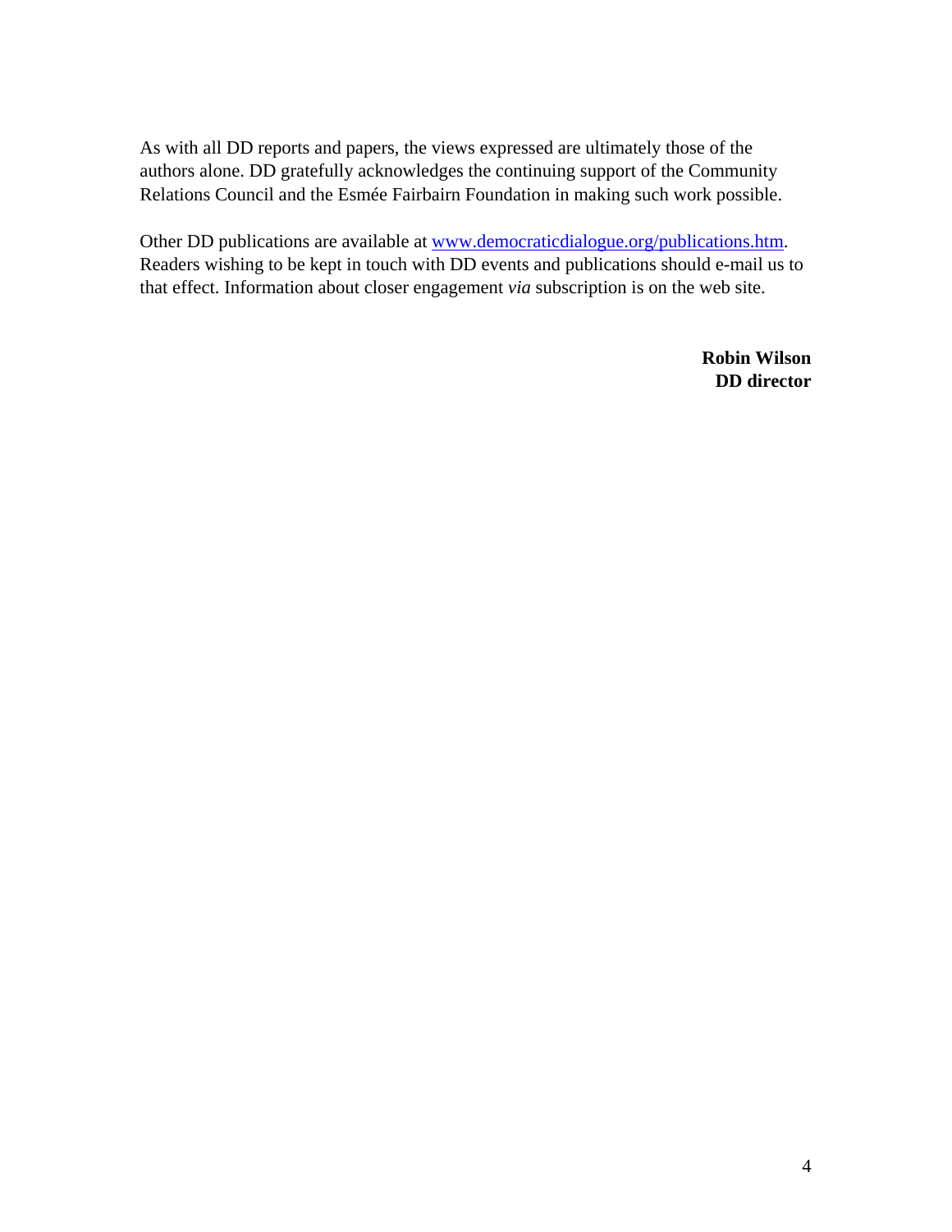As with all DD reports and papers, the views expressed are ultimately those of the authors alone. DD gratefully acknowledges the continuing support of the Community Relations Council and the Esmée Fairbairn Foundation in making such work possible.

Other DD publications are available at [www.democraticdialogue.org/publications.htm](www.democraticdialogue.org/publications.htm). Readers wishing to be kept in touch with DD events and publications should e-mail us to that effect. Information about closer engagement *via* subscription is on the web site.

**Robin Wilson**
**DD director**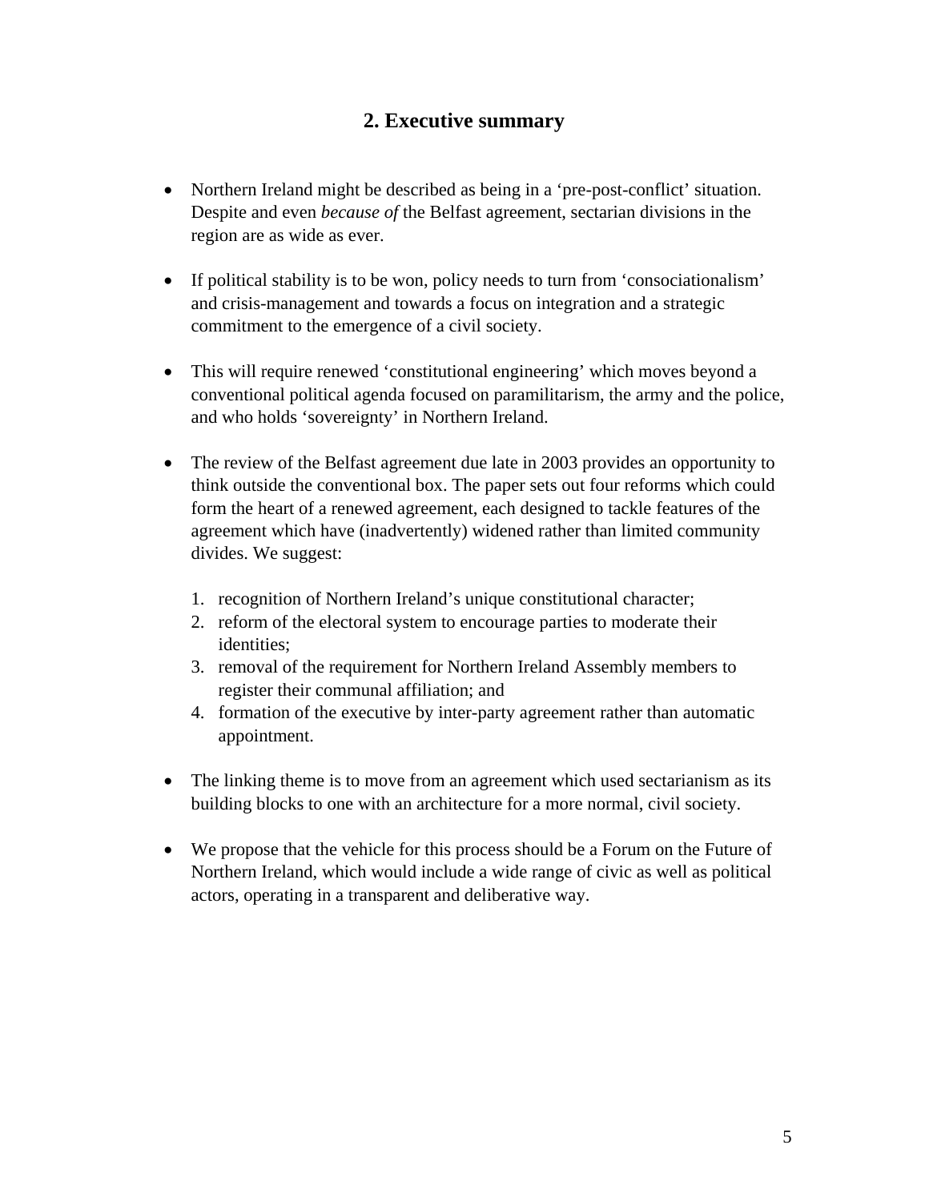## 2. Executive summary

- Northern Ireland might be described as being in a 'pre-post-conflict' situation. Despite and even *because of* the Belfast agreement, sectarian divisions in the region are as wide as ever.

- If political stability is to be won, policy needs to turn from 'consociationalism' and crisis-management and towards a focus on integration and a strategic commitment to the emergence of a civil society.

- This will require renewed 'constitutional engineering' which moves beyond a conventional political agenda focused on paramilitarism, the army and the police, and who holds 'sovereignty' in Northern Ireland.

- The review of the Belfast agreement due late in 2003 provides an opportunity to think outside the conventional box. The paper sets out four reforms which could form the heart of a renewed agreement, each designed to tackle features of the agreement which have (inadvertently) widened rather than limited community divides. We suggest:

  1. recognition of Northern Ireland's unique constitutional character;
  2. reform of the electoral system to encourage parties to moderate their identities;
  3. removal of the requirement for Northern Ireland Assembly members to register their communal affiliation; and
  4. formation of the executive by inter-party agreement rather than automatic appointment.

- The linking theme is to move from an agreement which used sectarianism as its building blocks to one with an architecture for a more normal, civil society.

- We propose that the vehicle for this process should be a Forum on the Future of Northern Ireland, which would include a wide range of civic as well as political actors, operating in a transparent and deliberative way.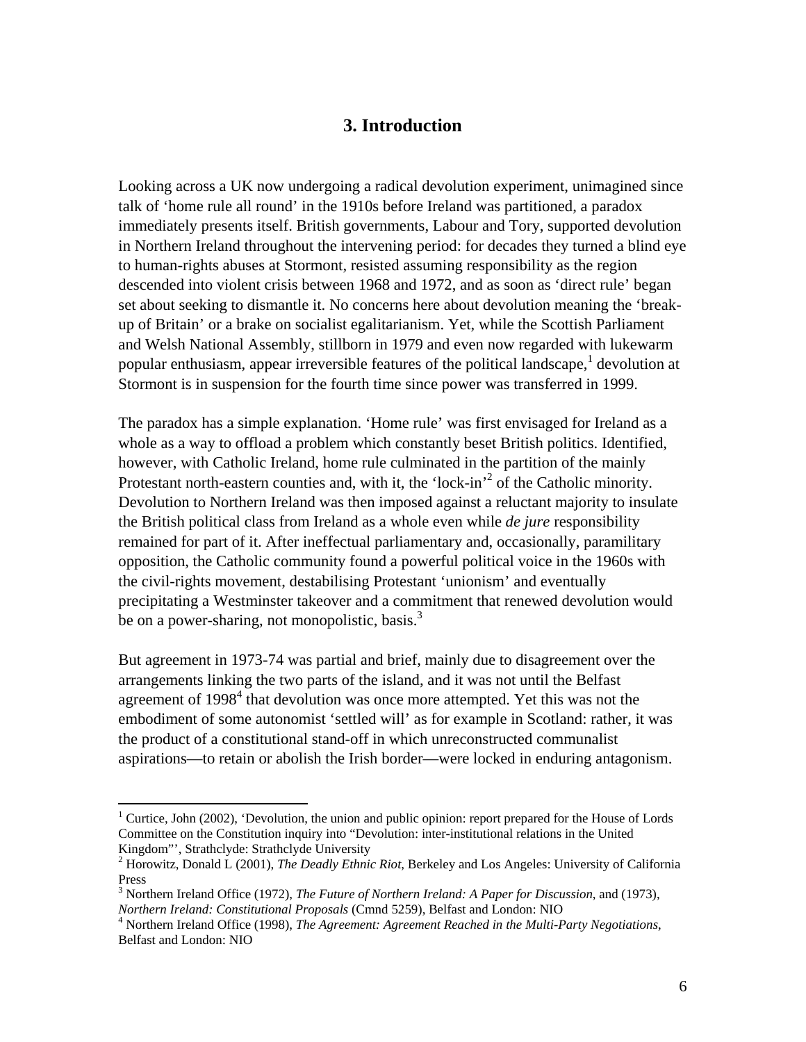## 3. Introduction

Looking across a UK now undergoing a radical devolution experiment, unimagined since talk of 'home rule all round' in the 1910s before Ireland was partitioned, a paradox immediately presents itself. British governments, Labour and Tory, supported devolution in Northern Ireland throughout the intervening period: for decades they turned a blind eye to human-rights abuses at Stormont, resisted assuming responsibility as the region descended into violent crisis between 1968 and 1972, and as soon as 'direct rule' began set about seeking to dismantle it. No concerns here about devolution meaning the 'break-up of Britain' or a brake on socialist egalitarianism. Yet, while the Scottish Parliament and Welsh National Assembly, stillborn in 1979 and even now regarded with lukewarm popular enthusiasm, appear irreversible features of the political landscape,[1] devolution at Stormont is in suspension for the fourth time since power was transferred in 1999.

The paradox has a simple explanation. 'Home rule' was first envisaged for Ireland as a whole as a way to offload a problem which constantly beset British politics. Identified, however, with Catholic Ireland, home rule culminated in the partition of the mainly Protestant north-eastern counties and, with it, the 'lock-in'[2] of the Catholic minority. Devolution to Northern Ireland was then imposed against a reluctant majority to insulate the British political class from Ireland as a whole even while *de jure* responsibility remained for part of it. After ineffectual parliamentary and, occasionally, paramilitary opposition, the Catholic community found a powerful political voice in the 1960s with the civil-rights movement, destabilising Protestant 'unionism' and eventually precipitating a Westminster takeover and a commitment that renewed devolution would be on a power-sharing, not monopolistic, basis.[3]

But agreement in 1973-74 was partial and brief, mainly due to disagreement over the arrangements linking the two parts of the island, and it was not until the Belfast agreement of 1998[4] that devolution was once more attempted. Yet this was not the embodiment of some autonomist 'settled will' as for example in Scotland: rather, it was the product of a constitutional stand-off in which unreconstructed communalist aspirations—to retain or abolish the Irish border—were locked in enduring antagonism.

---

[1] Curtice, John (2002), 'Devolution, the union and public opinion: report prepared for the House of Lords Committee on the Constitution inquiry into "Devolution: inter-institutional relations in the United Kingdom"', Strathclyde: Strathclyde University

[2] Horowitz, Donald L (2001), *The Deadly Ethnic Riot*, Berkeley and Los Angeles: University of California Press

[3] Northern Ireland Office (1972), *The Future of Northern Ireland: A Paper for Discussion*, and (1973), *Northern Ireland: Constitutional Proposals* (Cmnd 5259), Belfast and London: NIO

[4] Northern Ireland Office (1998), *The Agreement: Agreement Reached in the Multi-Party Negotiations*, Belfast and London: NIO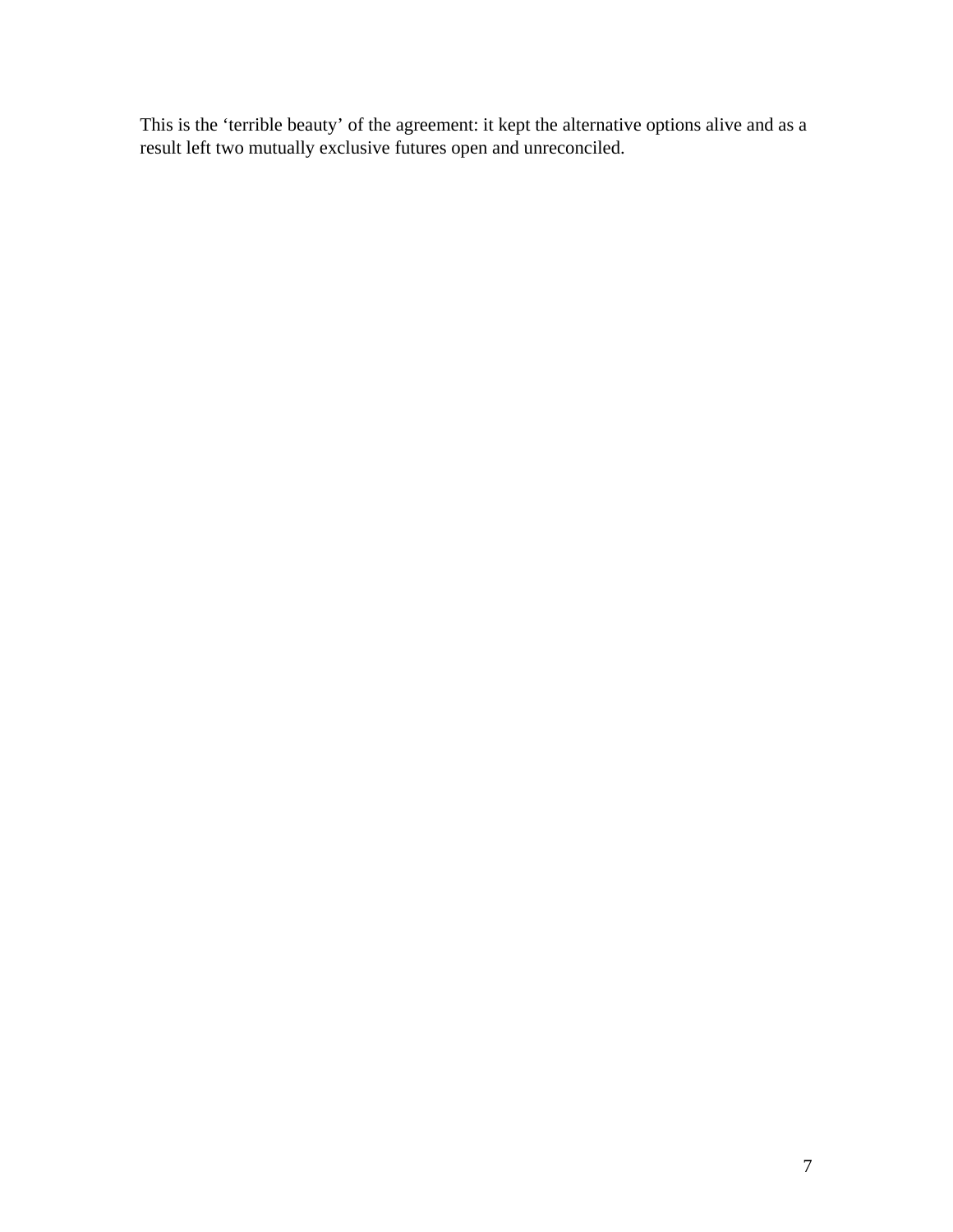This is the ‘terrible beauty’ of the agreement: it kept the alternative options alive and as a result left two mutually exclusive futures open and unreconciled.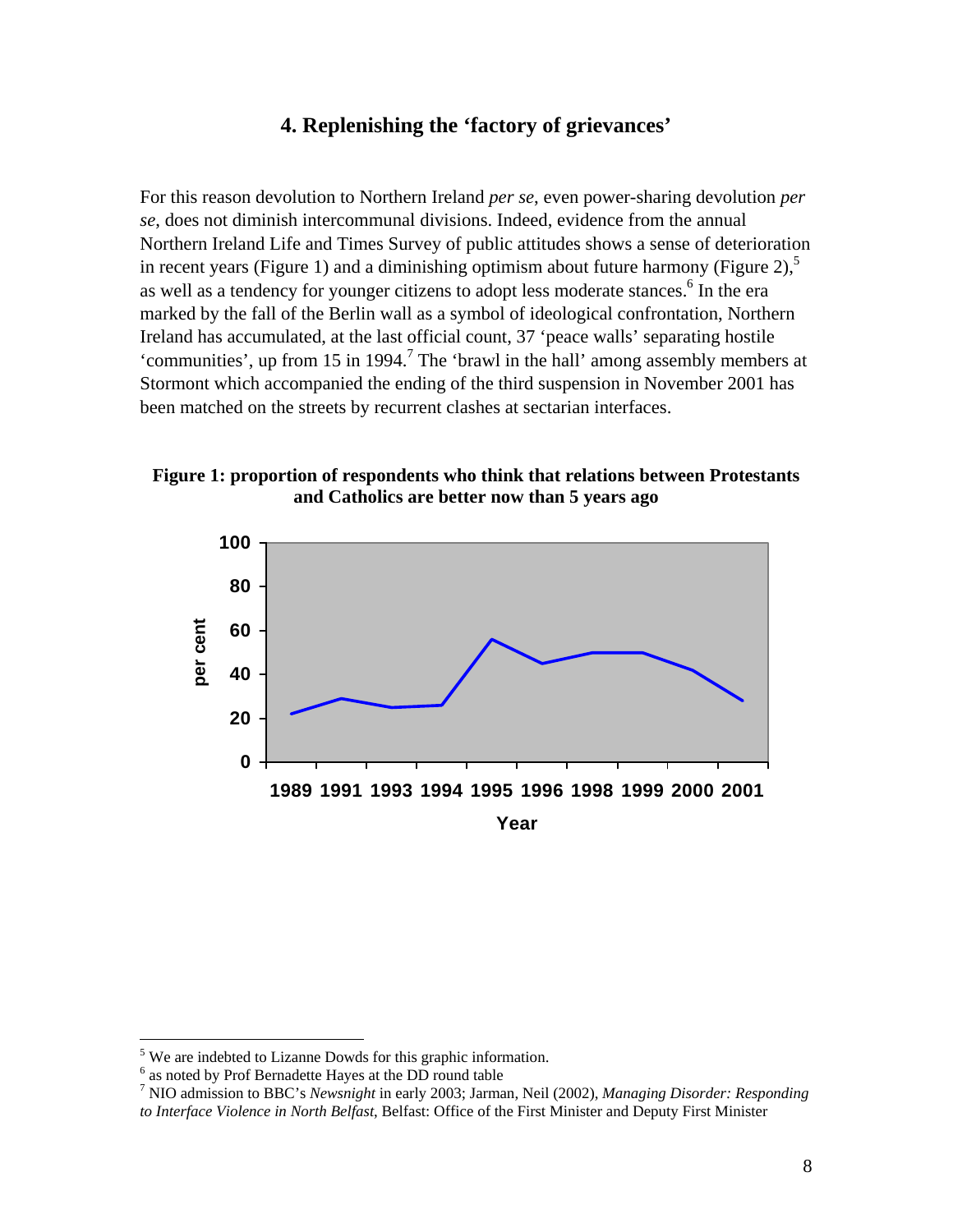## 4. Replenishing the 'factory of grievances'

For this reason devolution to Northern Ireland *per se*, even power-sharing devolution *per se*, does not diminish intercommunal divisions. Indeed, evidence from the annual Northern Ireland Life and Times Survey of public attitudes shows a sense of deterioration in recent years (Figure 1) and a diminishing optimism about future harmony (Figure 2),[5] as well as a tendency for younger citizens to adopt less moderate stances.[6] In the era marked by the fall of the Berlin wall as a symbol of ideological confrontation, Northern Ireland has accumulated, at the last official count, 37 'peace walls' separating hostile 'communities', up from 15 in 1994.[7] The 'brawl in the hall' among assembly members at Stormont which accompanied the ending of the third suspension in November 2001 has been matched on the streets by recurrent clashes at sectarian interfaces.

**Figure 1: proportion of respondents who think that relations between Protestants and Catholics are better now than 5 years ago**

---

[5] We are indebted to Lizanne Dowds for this graphic information.

[6] as noted by Prof Bernadette Hayes at the DD round table

[7] NIO admission to BBC's *Newsnight* in early 2003; Jarman, Neil (2002), *Managing Disorder: Responding to Interface Violence in North Belfast*, Belfast: Office of the First Minister and Deputy First Minister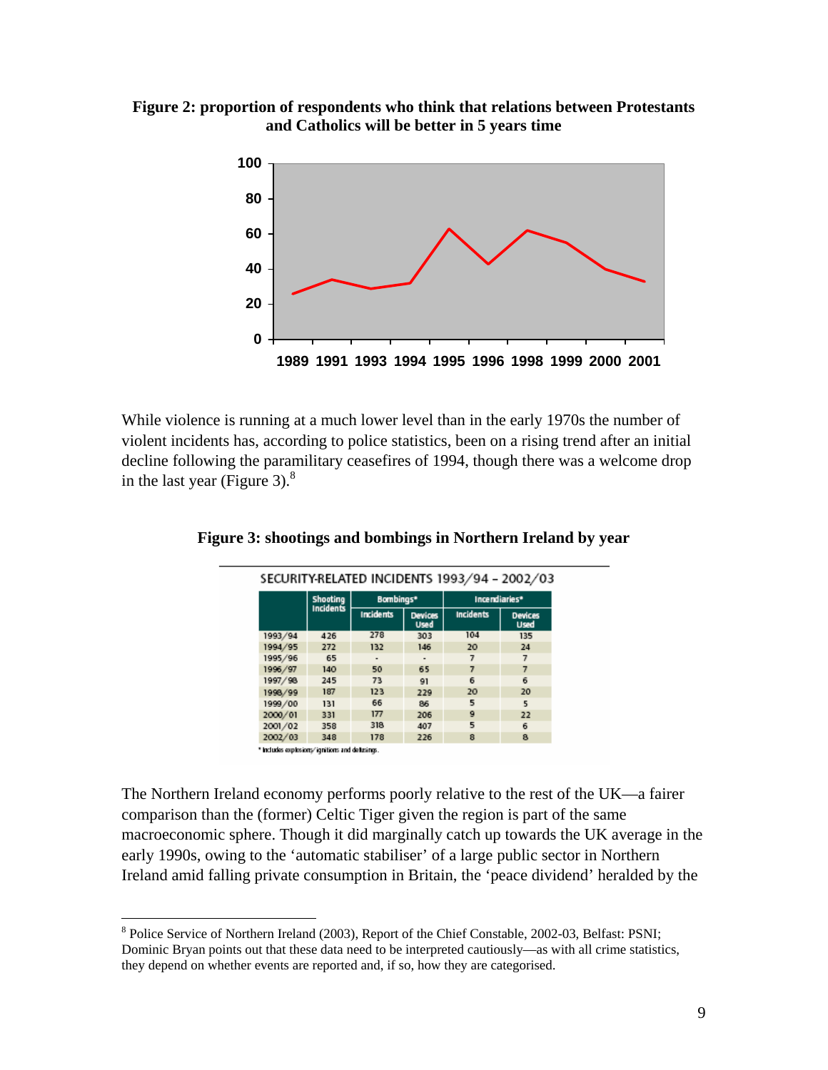**Figure 2: proportion of respondents who think that relations between Protestants and Catholics will be better in 5 years time**

While violence is running at a much lower level than in the early 1970s the number of violent incidents has, according to police statistics, been on a rising trend after an initial decline following the paramilitary ceasefires of 1994, though there was a welcome drop in the last year (Figure 3).[8]

**Figure 3: shootings and bombings in Northern Ireland by year**

SECURITY-RELATED INCIDENTS 1993/94 – 2002/03

| | Shooting Incidents | Bombings* | | Incendiaries* | |
|---|---|---|---|---|---|
| | | Incidents | Devices Used | Incidents | Devices Used |
| 1993/94 | 426 | 278 | 303 | 104 | 135 |
| 1994/95 | 272 | 132 | 146 | 20 | 24 |
| 1995/96 | 65 | - | - | 7 | 7 |
| 1996/97 | 140 | 50 | 65 | 7 | 7 |
| 1997/98 | 245 | 73 | 91 | 6 | 6 |
| 1998/99 | 187 | 123 | 229 | 20 | 20 |
| 1999/00 | 131 | 66 | 86 | 5 | 5 |
| 2000/01 | 331 | 177 | 206 | 9 | 22 |
| 2001/02 | 358 | 318 | 407 | 5 | 6 |
| 2002/03 | 348 | 178 | 226 | 8 | 8 |

* Includes explosions/ignitions and defusings.

The Northern Ireland economy performs poorly relative to the rest of the UK—a fairer comparison than the (former) Celtic Tiger given the region is part of the same macroeconomic sphere. Though it did marginally catch up towards the UK average in the early 1990s, owing to the 'automatic stabiliser' of a large public sector in Northern Ireland amid falling private consumption in Britain, the 'peace dividend' heralded by the

[8] Police Service of Northern Ireland (2003), Report of the Chief Constable, 2002-03, Belfast: PSNI; Dominic Bryan points out that these data need to be interpreted cautiously—as with all crime statistics, they depend on whether events are reported and, if so, how they are categorised.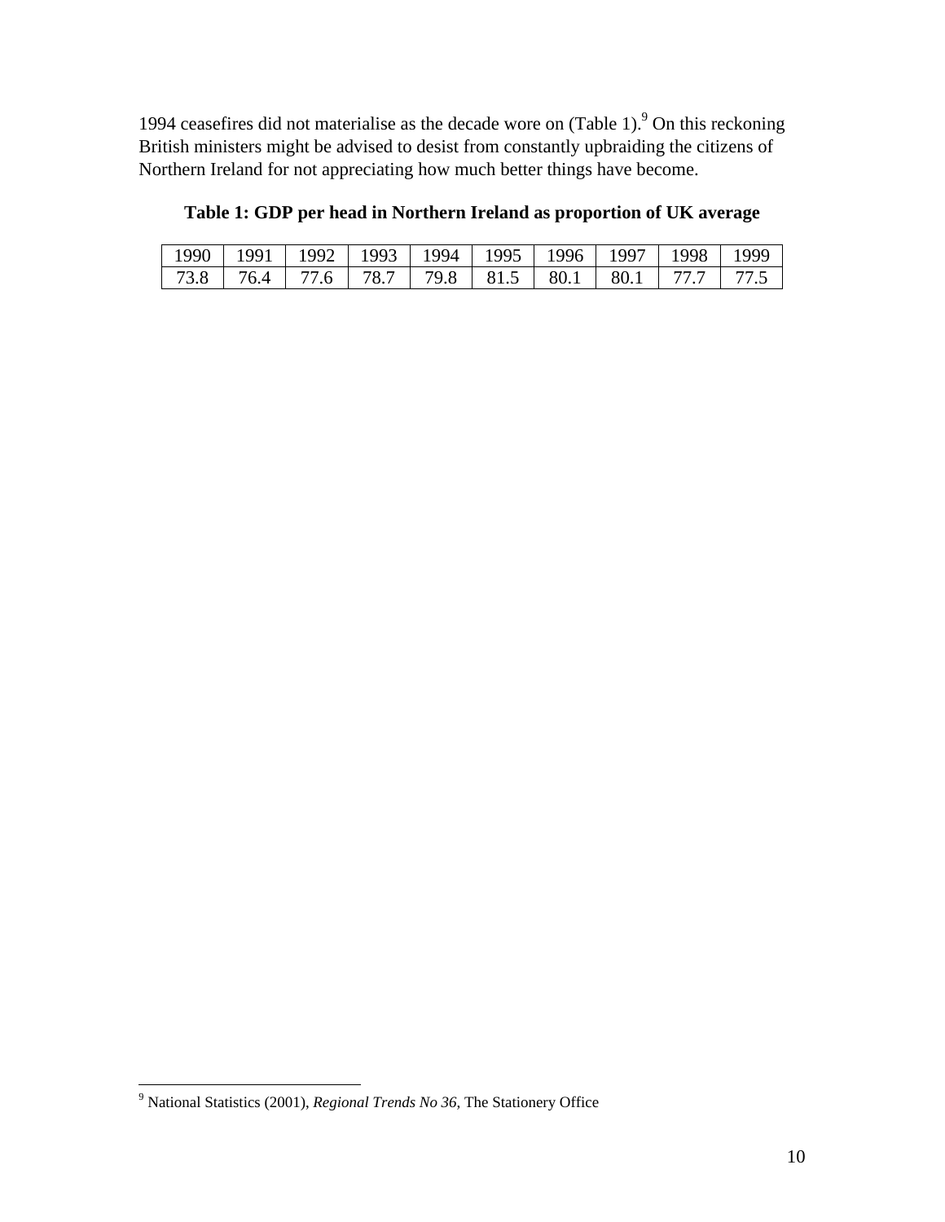1994 ceasefires did not materialise as the decade wore on (Table 1).[9] On this reckoning British ministers might be advised to desist from constantly upbraiding the citizens of Northern Ireland for not appreciating how much better things have become.

**Table 1: GDP per head in Northern Ireland as proportion of UK average**

| 1990 | 1991 | 1992 | 1993 | 1994 | 1995 | 1996 | 1997 | 1998 | 1999 |
|---|---|---|---|---|---|---|---|---|---|
| 73.8 | 76.4 | 77.6 | 78.7 | 79.8 | 81.5 | 80.1 | 80.1 | 77.7 | 77.5 |

[9] National Statistics (2001), *Regional Trends No 36*, The Stationery Office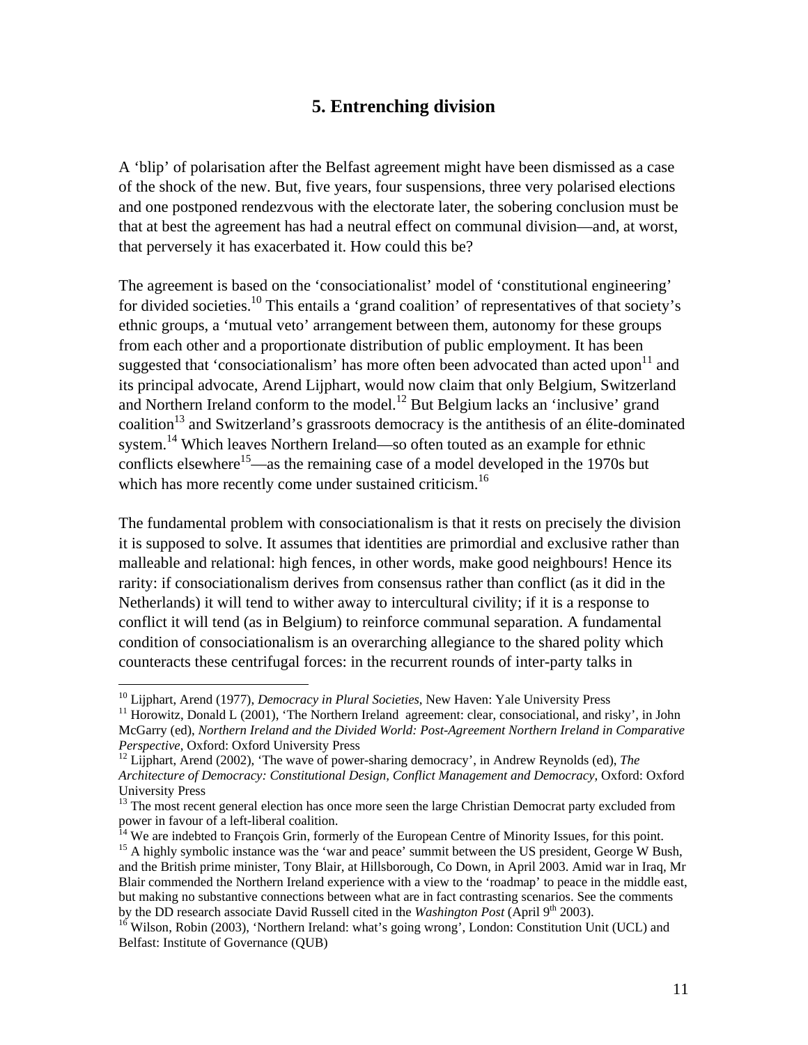## 5. Entrenching division

A 'blip' of polarisation after the Belfast agreement might have been dismissed as a case of the shock of the new. But, five years, four suspensions, three very polarised elections and one postponed rendezvous with the electorate later, the sobering conclusion must be that at best the agreement has had a neutral effect on communal division—and, at worst, that perversely it has exacerbated it. How could this be?

The agreement is based on the 'consociationalist' model of 'constitutional engineering' for divided societies.[10] This entails a 'grand coalition' of representatives of that society's ethnic groups, a 'mutual veto' arrangement between them, autonomy for these groups from each other and a proportionate distribution of public employment. It has been suggested that 'consociationalism' has more often been advocated than acted upon[11] and its principal advocate, Arend Lijphart, would now claim that only Belgium, Switzerland and Northern Ireland conform to the model.[12] But Belgium lacks an 'inclusive' grand coalition[13] and Switzerland's grassroots democracy is the antithesis of an élite-dominated system.[14] Which leaves Northern Ireland—so often touted as an example for ethnic conflicts elsewhere[15]—as the remaining case of a model developed in the 1970s but which has more recently come under sustained criticism.[16]

The fundamental problem with consociationalism is that it rests on precisely the division it is supposed to solve. It assumes that identities are primordial and exclusive rather than malleable and relational: high fences, in other words, make good neighbours! Hence its rarity: if consociationalism derives from consensus rather than conflict (as it did in the Netherlands) it will tend to wither away to intercultural civility; if it is a response to conflict it will tend (as in Belgium) to reinforce communal separation. A fundamental condition of consociationalism is an overarching allegiance to the shared polity which counteracts these centrifugal forces: in the recurrent rounds of inter-party talks in

---

[10] Lijphart, Arend (1977), *Democracy in Plural Societies*, New Haven: Yale University Press

[11] Horowitz, Donald L (2001), 'The Northern Ireland agreement: clear, consociational, and risky', in John McGarry (ed), *Northern Ireland and the Divided World: Post-Agreement Northern Ireland in Comparative Perspective*, Oxford: Oxford University Press

[12] Lijphart, Arend (2002), 'The wave of power-sharing democracy', in Andrew Reynolds (ed), *The Architecture of Democracy: Constitutional Design, Conflict Management and Democracy*, Oxford: Oxford University Press

[13] The most recent general election has once more seen the large Christian Democrat party excluded from power in favour of a left-liberal coalition.

[14] We are indebted to François Grin, formerly of the European Centre of Minority Issues, for this point.

[15] A highly symbolic instance was the 'war and peace' summit between the US president, George W Bush, and the British prime minister, Tony Blair, at Hillsborough, Co Down, in April 2003. Amid war in Iraq, Mr Blair commended the Northern Ireland experience with a view to the 'roadmap' to peace in the middle east, but making no substantive connections between what are in fact contrasting scenarios. See the comments by the DD research associate David Russell cited in the *Washington Post* (April 9th 2003).

[16] Wilson, Robin (2003), 'Northern Ireland: what's going wrong', London: Constitution Unit (UCL) and Belfast: Institute of Governance (QUB)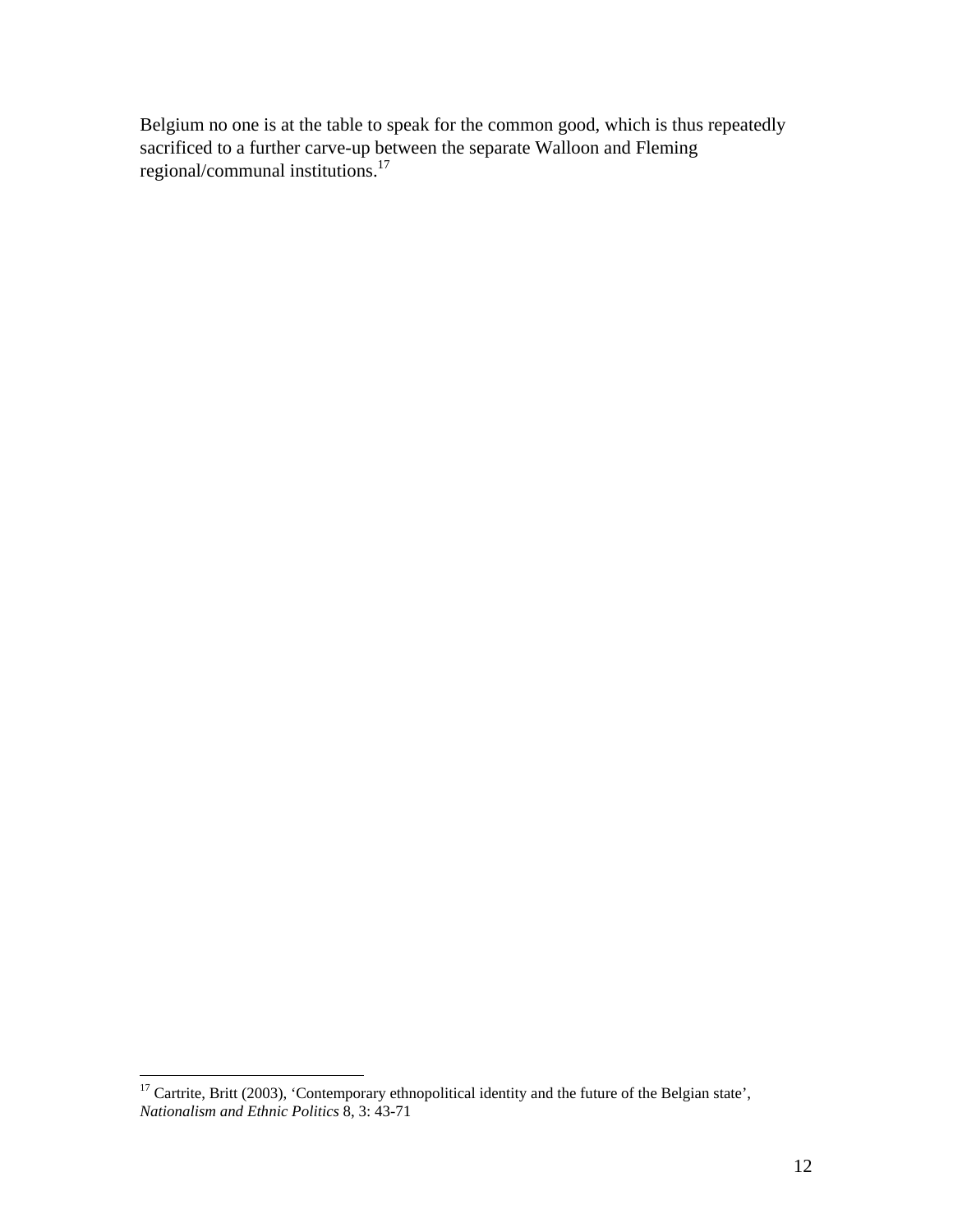Belgium no one is at the table to speak for the common good, which is thus repeatedly sacrificed to a further carve-up between the separate Walloon and Fleming regional/communal institutions.[17]

---

[17] Cartrite, Britt (2003), 'Contemporary ethnopolitical identity and the future of the Belgian state', *Nationalism and Ethnic Politics* 8, 3: 43-71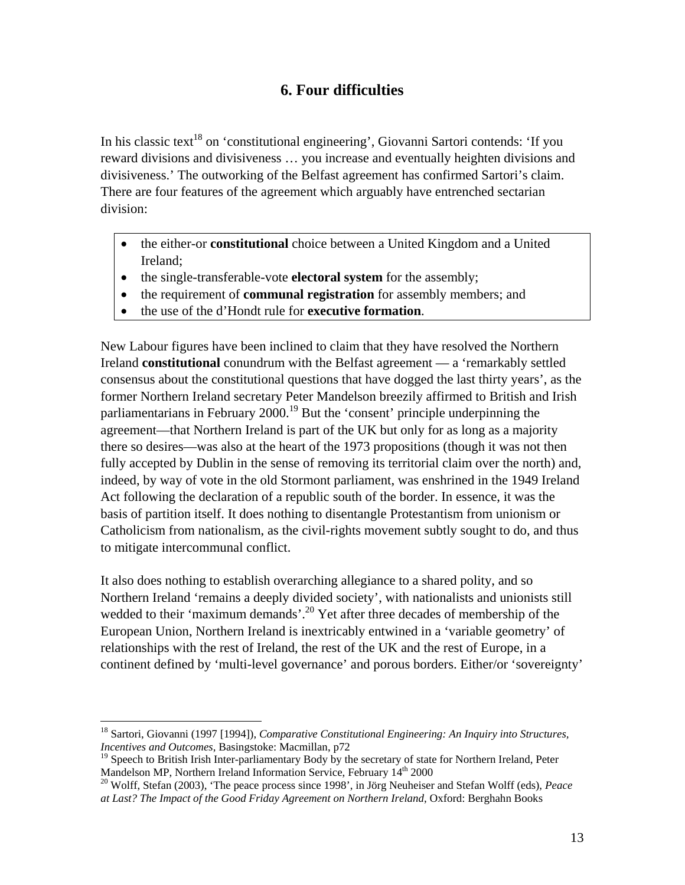## 6. Four difficulties

In his classic text[18] on 'constitutional engineering', Giovanni Sartori contends: 'If you reward divisions and divisiveness … you increase and eventually heighten divisions and divisiveness.' The outworking of the Belfast agreement has confirmed Sartori's claim. There are four features of the agreement which arguably have entrenched sectarian division:

- the either-or **constitutional** choice between a United Kingdom and a United Ireland;
- the single-transferable-vote **electoral system** for the assembly;
- the requirement of **communal registration** for assembly members; and
- the use of the d'Hondt rule for **executive formation**.

New Labour figures have been inclined to claim that they have resolved the Northern Ireland **constitutional** conundrum with the Belfast agreement — a 'remarkably settled consensus about the constitutional questions that have dogged the last thirty years', as the former Northern Ireland secretary Peter Mandelson breezily affirmed to British and Irish parliamentarians in February 2000.[19] But the 'consent' principle underpinning the agreement—that Northern Ireland is part of the UK but only for as long as a majority there so desires—was also at the heart of the 1973 propositions (though it was not then fully accepted by Dublin in the sense of removing its territorial claim over the north) and, indeed, by way of vote in the old Stormont parliament, was enshrined in the 1949 Ireland Act following the declaration of a republic south of the border. In essence, it was the basis of partition itself. It does nothing to disentangle Protestantism from unionism or Catholicism from nationalism, as the civil-rights movement subtly sought to do, and thus to mitigate intercommunal conflict.

It also does nothing to establish overarching allegiance to a shared polity, and so Northern Ireland 'remains a deeply divided society', with nationalists and unionists still wedded to their 'maximum demands'.[20] Yet after three decades of membership of the European Union, Northern Ireland is inextricably entwined in a 'variable geometry' of relationships with the rest of Ireland, the rest of the UK and the rest of Europe, in a continent defined by 'multi-level governance' and porous borders. Either/or 'sovereignty'

---

[18] Sartori, Giovanni (1997 [1994]), *Comparative Constitutional Engineering: An Inquiry into Structures, Incentives and Outcomes*, Basingstoke: Macmillan, p72

[19] Speech to British Irish Inter-parliamentary Body by the secretary of state for Northern Ireland, Peter Mandelson MP, Northern Ireland Information Service, February 14th 2000

[20] Wolff, Stefan (2003), 'The peace process since 1998', in Jörg Neuheiser and Stefan Wolff (eds), *Peace at Last? The Impact of the Good Friday Agreement on Northern Ireland*, Oxford: Berghahn Books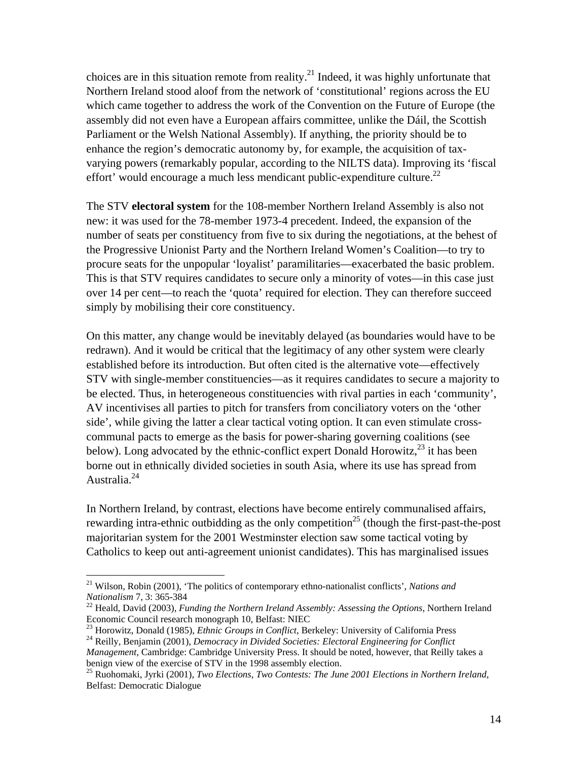choices are in this situation remote from reality.[21] Indeed, it was highly unfortunate that Northern Ireland stood aloof from the network of 'constitutional' regions across the EU which came together to address the work of the Convention on the Future of Europe (the assembly did not even have a European affairs committee, unlike the Dáil, the Scottish Parliament or the Welsh National Assembly). If anything, the priority should be to enhance the region's democratic autonomy by, for example, the acquisition of tax-varying powers (remarkably popular, according to the NILTS data). Improving its 'fiscal effort' would encourage a much less mendicant public-expenditure culture.[22]

The STV **electoral system** for the 108-member Northern Ireland Assembly is also not new: it was used for the 78-member 1973-4 precedent. Indeed, the expansion of the number of seats per constituency from five to six during the negotiations, at the behest of the Progressive Unionist Party and the Northern Ireland Women's Coalition—to try to procure seats for the unpopular 'loyalist' paramilitaries—exacerbated the basic problem. This is that STV requires candidates to secure only a minority of votes—in this case just over 14 per cent—to reach the 'quota' required for election. They can therefore succeed simply by mobilising their core constituency.

On this matter, any change would be inevitably delayed (as boundaries would have to be redrawn). And it would be critical that the legitimacy of any other system were clearly established before its introduction. But often cited is the alternative vote—effectively STV with single-member constituencies—as it requires candidates to secure a majority to be elected. Thus, in heterogeneous constituencies with rival parties in each 'community', AV incentivises all parties to pitch for transfers from conciliatory voters on the 'other side', while giving the latter a clear tactical voting option. It can even stimulate cross-communal pacts to emerge as the basis for power-sharing governing coalitions (see below). Long advocated by the ethnic-conflict expert Donald Horowitz,[23] it has been borne out in ethnically divided societies in south Asia, where its use has spread from Australia.[24]

In Northern Ireland, by contrast, elections have become entirely communalised affairs, rewarding intra-ethnic outbidding as the only competition[25] (though the first-past-the-post majoritarian system for the 2001 Westminster election saw some tactical voting by Catholics to keep out anti-agreement unionist candidates). This has marginalised issues

---

[21] Wilson, Robin (2001), 'The politics of contemporary ethno-nationalist conflicts', *Nations and Nationalism* 7, 3: 365-384

[22] Heald, David (2003), *Funding the Northern Ireland Assembly: Assessing the Options*, Northern Ireland Economic Council research monograph 10, Belfast: NIEC

[23] Horowitz, Donald (1985), *Ethnic Groups in Conflict*, Berkeley: University of California Press

[24] Reilly, Benjamin (2001), *Democracy in Divided Societies: Electoral Engineering for Conflict Management*, Cambridge: Cambridge University Press. It should be noted, however, that Reilly takes a benign view of the exercise of STV in the 1998 assembly election.

[25] Ruohomaki, Jyrki (2001), *Two Elections, Two Contests: The June 2001 Elections in Northern Ireland*, Belfast: Democratic Dialogue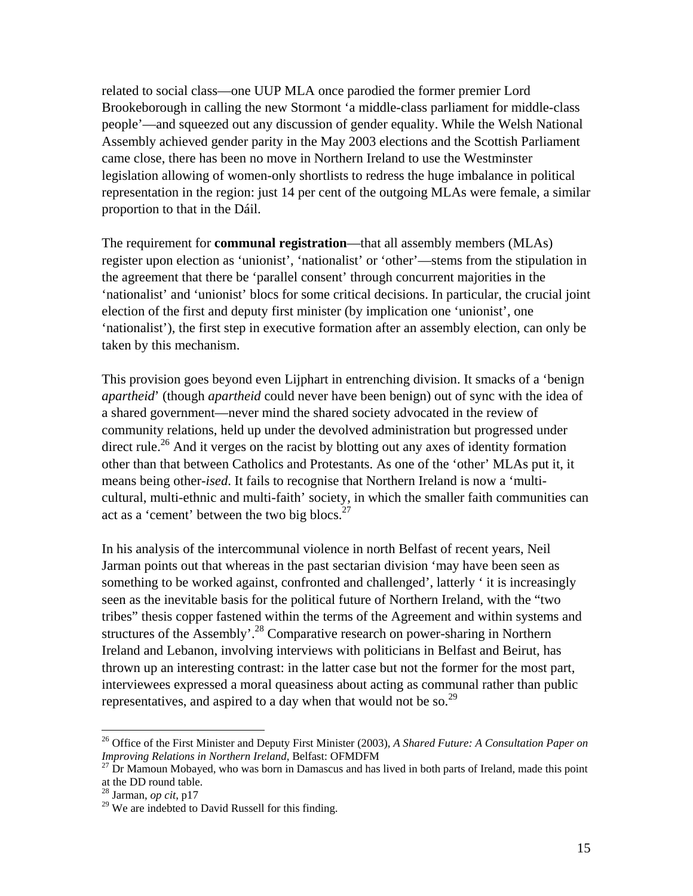related to social class—one UUP MLA once parodied the former premier Lord Brookeborough in calling the new Stormont 'a middle-class parliament for middle-class people'—and squeezed out any discussion of gender equality. While the Welsh National Assembly achieved gender parity in the May 2003 elections and the Scottish Parliament came close, there has been no move in Northern Ireland to use the Westminster legislation allowing of women-only shortlists to redress the huge imbalance in political representation in the region: just 14 per cent of the outgoing MLAs were female, a similar proportion to that in the Dáil.

The requirement for **communal registration**—that all assembly members (MLAs) register upon election as 'unionist', 'nationalist' or 'other'—stems from the stipulation in the agreement that there be 'parallel consent' through concurrent majorities in the 'nationalist' and 'unionist' blocs for some critical decisions. In particular, the crucial joint election of the first and deputy first minister (by implication one 'unionist', one 'nationalist'), the first step in executive formation after an assembly election, can only be taken by this mechanism.

This provision goes beyond even Lijphart in entrenching division. It smacks of a 'benign *apartheid*' (though *apartheid* could never have been benign) out of sync with the idea of a shared government—never mind the shared society advocated in the review of community relations, held up under the devolved administration but progressed under direct rule.[26] And it verges on the racist by blotting out any axes of identity formation other than that between Catholics and Protestants. As one of the 'other' MLAs put it, it means being other-*ised*. It fails to recognise that Northern Ireland is now a 'multi-cultural, multi-ethnic and multi-faith' society, in which the smaller faith communities can act as a 'cement' between the two big blocs.[27]

In his analysis of the intercommunal violence in north Belfast of recent years, Neil Jarman points out that whereas in the past sectarian division 'may have been seen as something to be worked against, confronted and challenged', latterly ' it is increasingly seen as the inevitable basis for the political future of Northern Ireland, with the "two tribes" thesis copper fastened within the terms of the Agreement and within systems and structures of the Assembly'.[28] Comparative research on power-sharing in Northern Ireland and Lebanon, involving interviews with politicians in Belfast and Beirut, has thrown up an interesting contrast: in the latter case but not the former for the most part, interviewees expressed a moral queasiness about acting as communal rather than public representatives, and aspired to a day when that would not be so.[29]

---

[26] Office of the First Minister and Deputy First Minister (2003), *A Shared Future: A Consultation Paper on Improving Relations in Northern Ireland*, Belfast: OFMDFM

[27] Dr Mamoun Mobayed, who was born in Damascus and has lived in both parts of Ireland, made this point at the DD round table.

[28] Jarman, *op cit*, p17

[29] We are indebted to David Russell for this finding.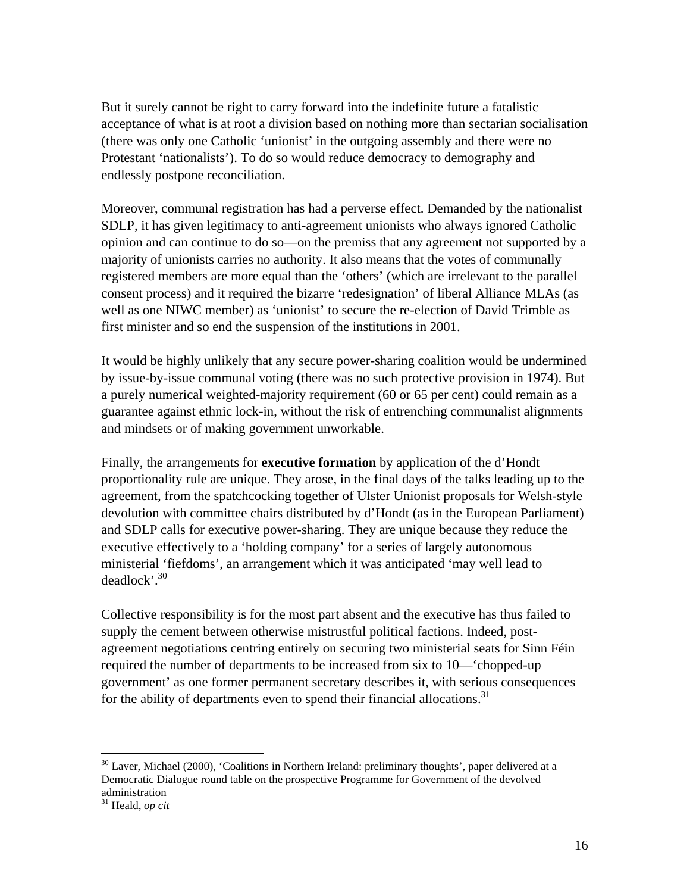But it surely cannot be right to carry forward into the indefinite future a fatalistic acceptance of what is at root a division based on nothing more than sectarian socialisation (there was only one Catholic 'unionist' in the outgoing assembly and there were no Protestant 'nationalists'). To do so would reduce democracy to demography and endlessly postpone reconciliation.

Moreover, communal registration has had a perverse effect. Demanded by the nationalist SDLP, it has given legitimacy to anti-agreement unionists who always ignored Catholic opinion and can continue to do so—on the premiss that any agreement not supported by a majority of unionists carries no authority. It also means that the votes of communally registered members are more equal than the 'others' (which are irrelevant to the parallel consent process) and it required the bizarre 'redesignation' of liberal Alliance MLAs (as well as one NIWC member) as 'unionist' to secure the re-election of David Trimble as first minister and so end the suspension of the institutions in 2001.

It would be highly unlikely that any secure power-sharing coalition would be undermined by issue-by-issue communal voting (there was no such protective provision in 1974). But a purely numerical weighted-majority requirement (60 or 65 per cent) could remain as a guarantee against ethnic lock-in, without the risk of entrenching communalist alignments and mindsets or of making government unworkable.

Finally, the arrangements for **executive formation** by application of the d'Hondt proportionality rule are unique. They arose, in the final days of the talks leading up to the agreement, from the spatchcocking together of Ulster Unionist proposals for Welsh-style devolution with committee chairs distributed by d'Hondt (as in the European Parliament) and SDLP calls for executive power-sharing. They are unique because they reduce the executive effectively to a 'holding company' for a series of largely autonomous ministerial 'fiefdoms', an arrangement which it was anticipated 'may well lead to deadlock'.[30]

Collective responsibility is for the most part absent and the executive has thus failed to supply the cement between otherwise mistrustful political factions. Indeed, post-agreement negotiations centring entirely on securing two ministerial seats for Sinn Féin required the number of departments to be increased from six to 10—'chopped-up government' as one former permanent secretary describes it, with serious consequences for the ability of departments even to spend their financial allocations.[31]

---

[30] Laver, Michael (2000), 'Coalitions in Northern Ireland: preliminary thoughts', paper delivered at a Democratic Dialogue round table on the prospective Programme for Government of the devolved administration

[31] Heald, *op cit*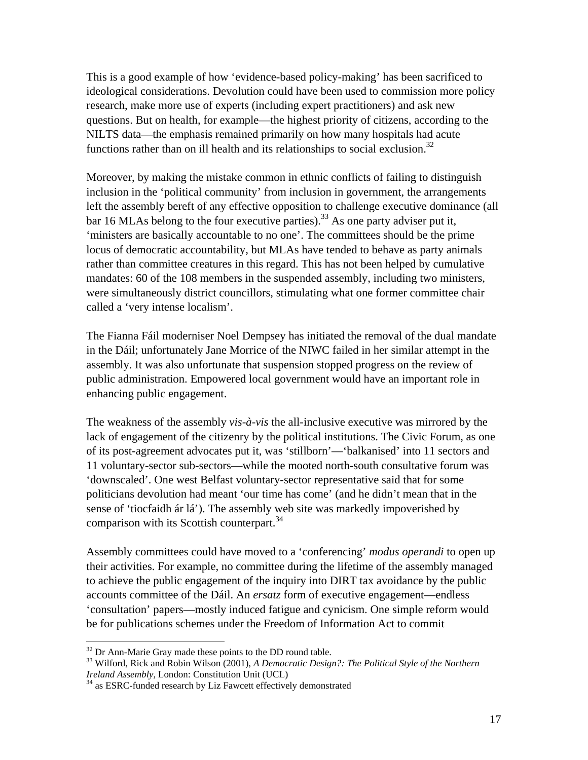This is a good example of how 'evidence-based policy-making' has been sacrificed to ideological considerations. Devolution could have been used to commission more policy research, make more use of experts (including expert practitioners) and ask new questions. But on health, for example—the highest priority of citizens, according to the NILTS data—the emphasis remained primarily on how many hospitals had acute functions rather than on ill health and its relationships to social exclusion.[32]

Moreover, by making the mistake common in ethnic conflicts of failing to distinguish inclusion in the 'political community' from inclusion in government, the arrangements left the assembly bereft of any effective opposition to challenge executive dominance (all bar 16 MLAs belong to the four executive parties).[33] As one party adviser put it, 'ministers are basically accountable to no one'. The committees should be the prime locus of democratic accountability, but MLAs have tended to behave as party animals rather than committee creatures in this regard. This has not been helped by cumulative mandates: 60 of the 108 members in the suspended assembly, including two ministers, were simultaneously district councillors, stimulating what one former committee chair called a 'very intense localism'.

The Fianna Fáil moderniser Noel Dempsey has initiated the removal of the dual mandate in the Dáil; unfortunately Jane Morrice of the NIWC failed in her similar attempt in the assembly. It was also unfortunate that suspension stopped progress on the review of public administration. Empowered local government would have an important role in enhancing public engagement.

The weakness of the assembly *vis-à-vis* the all-inclusive executive was mirrored by the lack of engagement of the citizenry by the political institutions. The Civic Forum, as one of its post-agreement advocates put it, was 'stillborn'—'balkanised' into 11 sectors and 11 voluntary-sector sub-sectors—while the mooted north-south consultative forum was 'downscaled'. One west Belfast voluntary-sector representative said that for some politicians devolution had meant 'our time has come' (and he didn't mean that in the sense of 'tiocfaidh ár lá'). The assembly web site was markedly impoverished by comparison with its Scottish counterpart.[34]

Assembly committees could have moved to a 'conferencing' *modus operandi* to open up their activities. For example, no committee during the lifetime of the assembly managed to achieve the public engagement of the inquiry into DIRT tax avoidance by the public accounts committee of the Dáil. An *ersatz* form of executive engagement—endless 'consultation' papers—mostly induced fatigue and cynicism. One simple reform would be for publications schemes under the Freedom of Information Act to commit

---

[32] Dr Ann-Marie Gray made these points to the DD round table.

[33] Wilford, Rick and Robin Wilson (2001), *A Democratic Design?: The Political Style of the Northern Ireland Assembly*, London: Constitution Unit (UCL)

[34] as ESRC-funded research by Liz Fawcett effectively demonstrated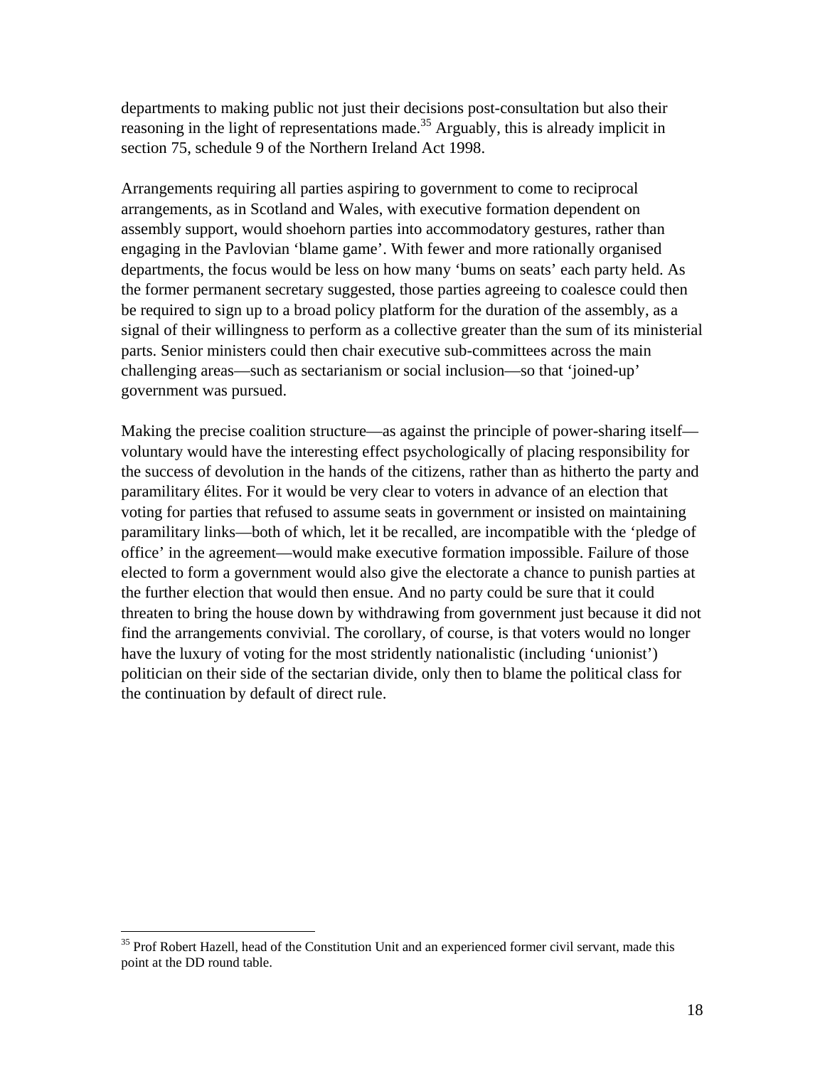departments to making public not just their decisions post-consultation but also their reasoning in the light of representations made.[35] Arguably, this is already implicit in section 75, schedule 9 of the Northern Ireland Act 1998.

Arrangements requiring all parties aspiring to government to come to reciprocal arrangements, as in Scotland and Wales, with executive formation dependent on assembly support, would shoehorn parties into accommodatory gestures, rather than engaging in the Pavlovian 'blame game'. With fewer and more rationally organised departments, the focus would be less on how many 'bums on seats' each party held. As the former permanent secretary suggested, those parties agreeing to coalesce could then be required to sign up to a broad policy platform for the duration of the assembly, as a signal of their willingness to perform as a collective greater than the sum of its ministerial parts. Senior ministers could then chair executive sub-committees across the main challenging areas—such as sectarianism or social inclusion—so that 'joined-up' government was pursued.

Making the precise coalition structure—as against the principle of power-sharing itself—voluntary would have the interesting effect psychologically of placing responsibility for the success of devolution in the hands of the citizens, rather than as hitherto the party and paramilitary élites. For it would be very clear to voters in advance of an election that voting for parties that refused to assume seats in government or insisted on maintaining paramilitary links—both of which, let it be recalled, are incompatible with the 'pledge of office' in the agreement—would make executive formation impossible. Failure of those elected to form a government would also give the electorate a chance to punish parties at the further election that would then ensue. And no party could be sure that it could threaten to bring the house down by withdrawing from government just because it did not find the arrangements convivial. The corollary, of course, is that voters would no longer have the luxury of voting for the most stridently nationalistic (including 'unionist') politician on their side of the sectarian divide, only then to blame the political class for the continuation by default of direct rule.

---

[35] Prof Robert Hazell, head of the Constitution Unit and an experienced former civil servant, made this point at the DD round table.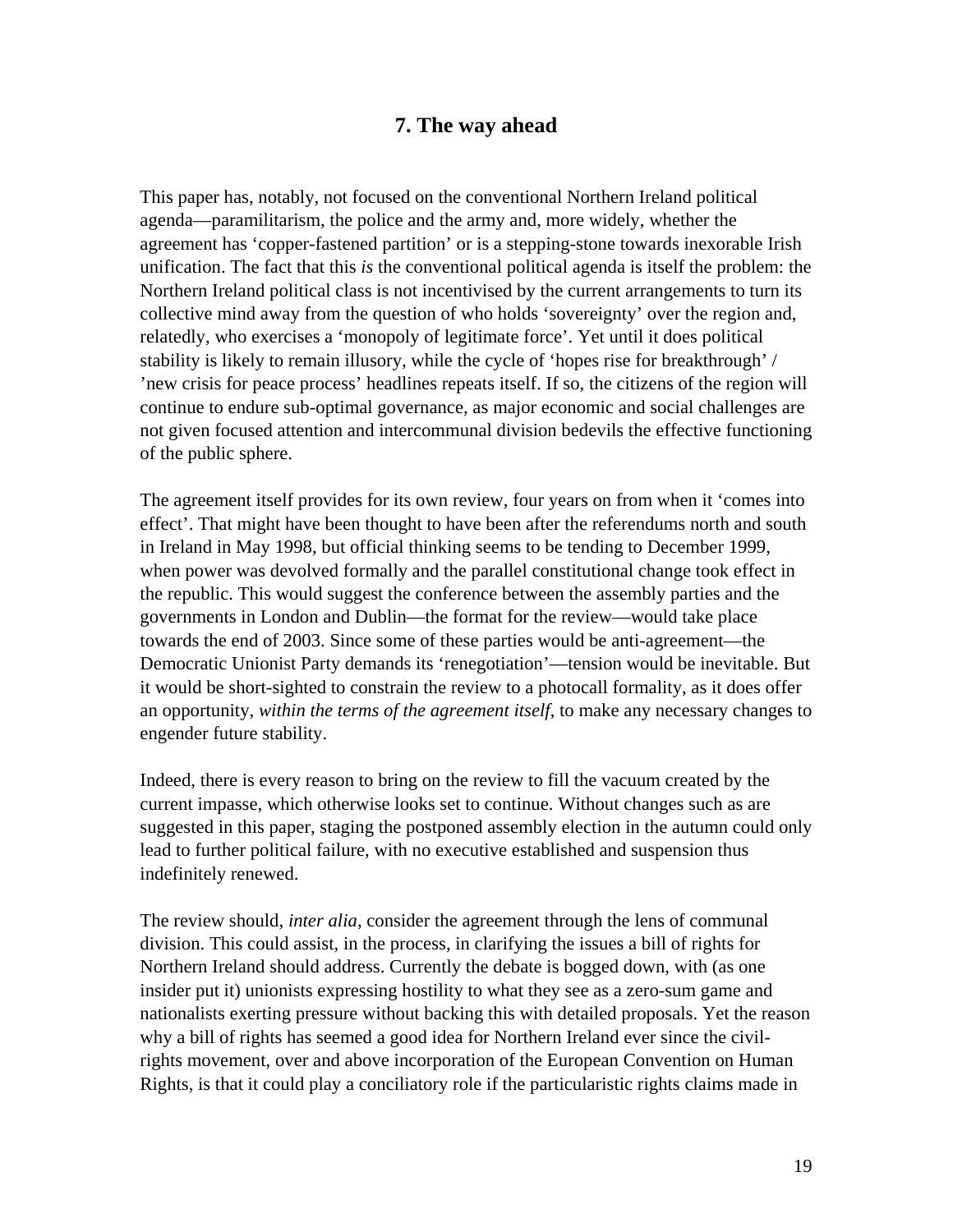## 7. The way ahead

This paper has, notably, not focused on the conventional Northern Ireland political agenda—paramilitarism, the police and the army and, more widely, whether the agreement has 'copper-fastened partition' or is a stepping-stone towards inexorable Irish unification. The fact that this *is* the conventional political agenda is itself the problem: the Northern Ireland political class is not incentivised by the current arrangements to turn its collective mind away from the question of who holds 'sovereignty' over the region and, relatedly, who exercises a 'monopoly of legitimate force'. Yet until it does political stability is likely to remain illusory, while the cycle of 'hopes rise for breakthrough' / 'new crisis for peace process' headlines repeats itself. If so, the citizens of the region will continue to endure sub-optimal governance, as major economic and social challenges are not given focused attention and intercommunal division bedevils the effective functioning of the public sphere.

The agreement itself provides for its own review, four years on from when it 'comes into effect'. That might have been thought to have been after the referendums north and south in Ireland in May 1998, but official thinking seems to be tending to December 1999, when power was devolved formally and the parallel constitutional change took effect in the republic. This would suggest the conference between the assembly parties and the governments in London and Dublin—the format for the review—would take place towards the end of 2003. Since some of these parties would be anti-agreement—the Democratic Unionist Party demands its 'renegotiation'—tension would be inevitable. But it would be short-sighted to constrain the review to a photocall formality, as it does offer an opportunity, *within the terms of the agreement itself*, to make any necessary changes to engender future stability.

Indeed, there is every reason to bring on the review to fill the vacuum created by the current impasse, which otherwise looks set to continue. Without changes such as are suggested in this paper, staging the postponed assembly election in the autumn could only lead to further political failure, with no executive established and suspension thus indefinitely renewed.

The review should, *inter alia*, consider the agreement through the lens of communal division. This could assist, in the process, in clarifying the issues a bill of rights for Northern Ireland should address. Currently the debate is bogged down, with (as one insider put it) unionists expressing hostility to what they see as a zero-sum game and nationalists exerting pressure without backing this with detailed proposals. Yet the reason why a bill of rights has seemed a good idea for Northern Ireland ever since the civil-rights movement, over and above incorporation of the European Convention on Human Rights, is that it could play a conciliatory role if the particularistic rights claims made in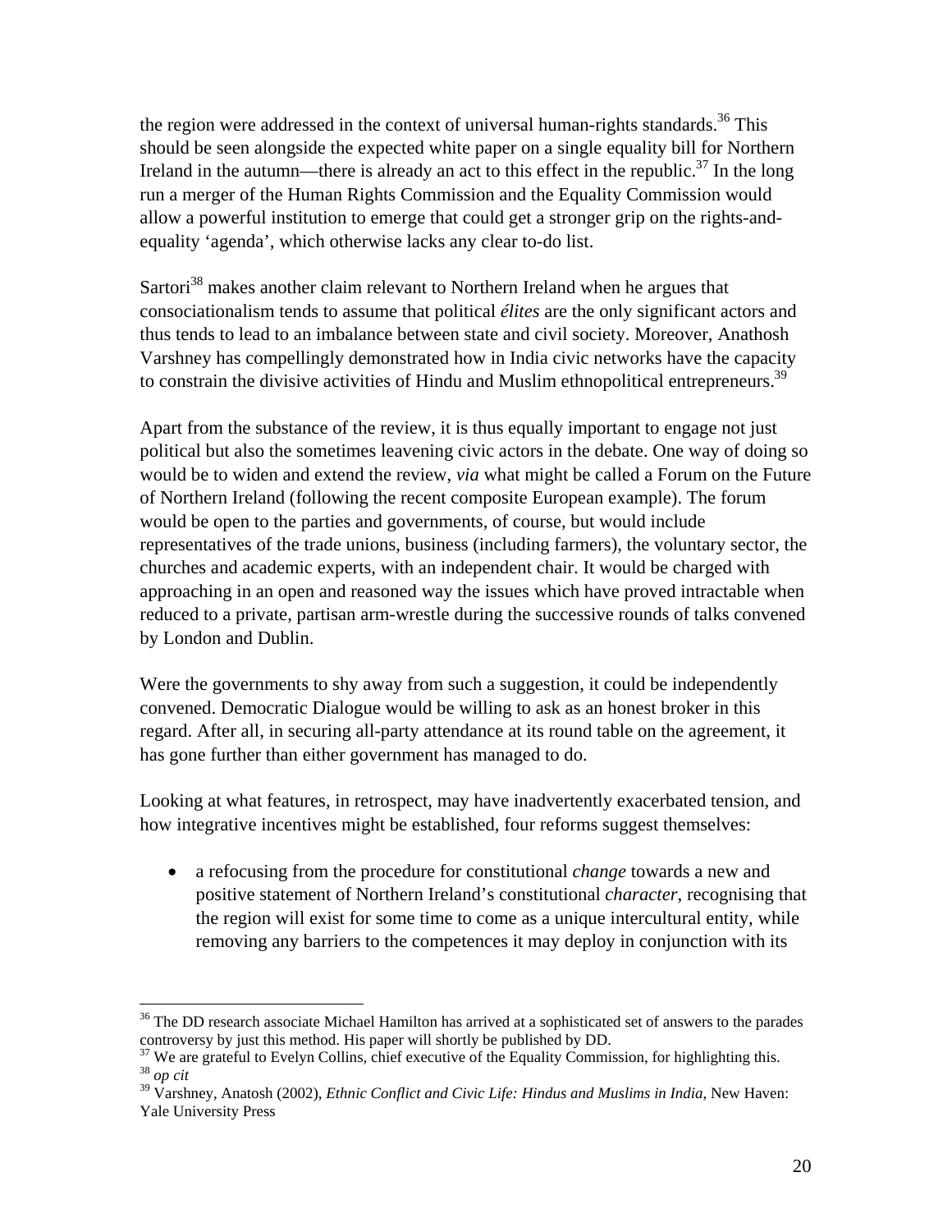the region were addressed in the context of universal human-rights standards.[36] This should be seen alongside the expected white paper on a single equality bill for Northern Ireland in the autumn—there is already an act to this effect in the republic.[37] In the long run a merger of the Human Rights Commission and the Equality Commission would allow a powerful institution to emerge that could get a stronger grip on the rights-and-equality 'agenda', which otherwise lacks any clear to-do list.

Sartori[38] makes another claim relevant to Northern Ireland when he argues that consociationalism tends to assume that political *élites* are the only significant actors and thus tends to lead to an imbalance between state and civil society. Moreover, Anathosh Varshney has compellingly demonstrated how in India civic networks have the capacity to constrain the divisive activities of Hindu and Muslim ethnopolitical entrepreneurs.[39]

Apart from the substance of the review, it is thus equally important to engage not just political but also the sometimes leavening civic actors in the debate. One way of doing so would be to widen and extend the review, *via* what might be called a Forum on the Future of Northern Ireland (following the recent composite European example). The forum would be open to the parties and governments, of course, but would include representatives of the trade unions, business (including farmers), the voluntary sector, the churches and academic experts, with an independent chair. It would be charged with approaching in an open and reasoned way the issues which have proved intractable when reduced to a private, partisan arm-wrestle during the successive rounds of talks convened by London and Dublin.

Were the governments to shy away from such a suggestion, it could be independently convened. Democratic Dialogue would be willing to ask as an honest broker in this regard. After all, in securing all-party attendance at its round table on the agreement, it has gone further than either government has managed to do.

Looking at what features, in retrospect, may have inadvertently exacerbated tension, and how integrative incentives might be established, four reforms suggest themselves:

- a refocusing from the procedure for constitutional *change* towards a new and positive statement of Northern Ireland's constitutional *character*, recognising that the region will exist for some time to come as a unique intercultural entity, while removing any barriers to the competences it may deploy in conjunction with its

---

[36] The DD research associate Michael Hamilton has arrived at a sophisticated set of answers to the parades controversy by just this method. His paper will shortly be published by DD.

[37] We are grateful to Evelyn Collins, chief executive of the Equality Commission, for highlighting this.

[38] *op cit*

[39] Varshney, Anatosh (2002), *Ethnic Conflict and Civic Life: Hindus and Muslims in India*, New Haven: Yale University Press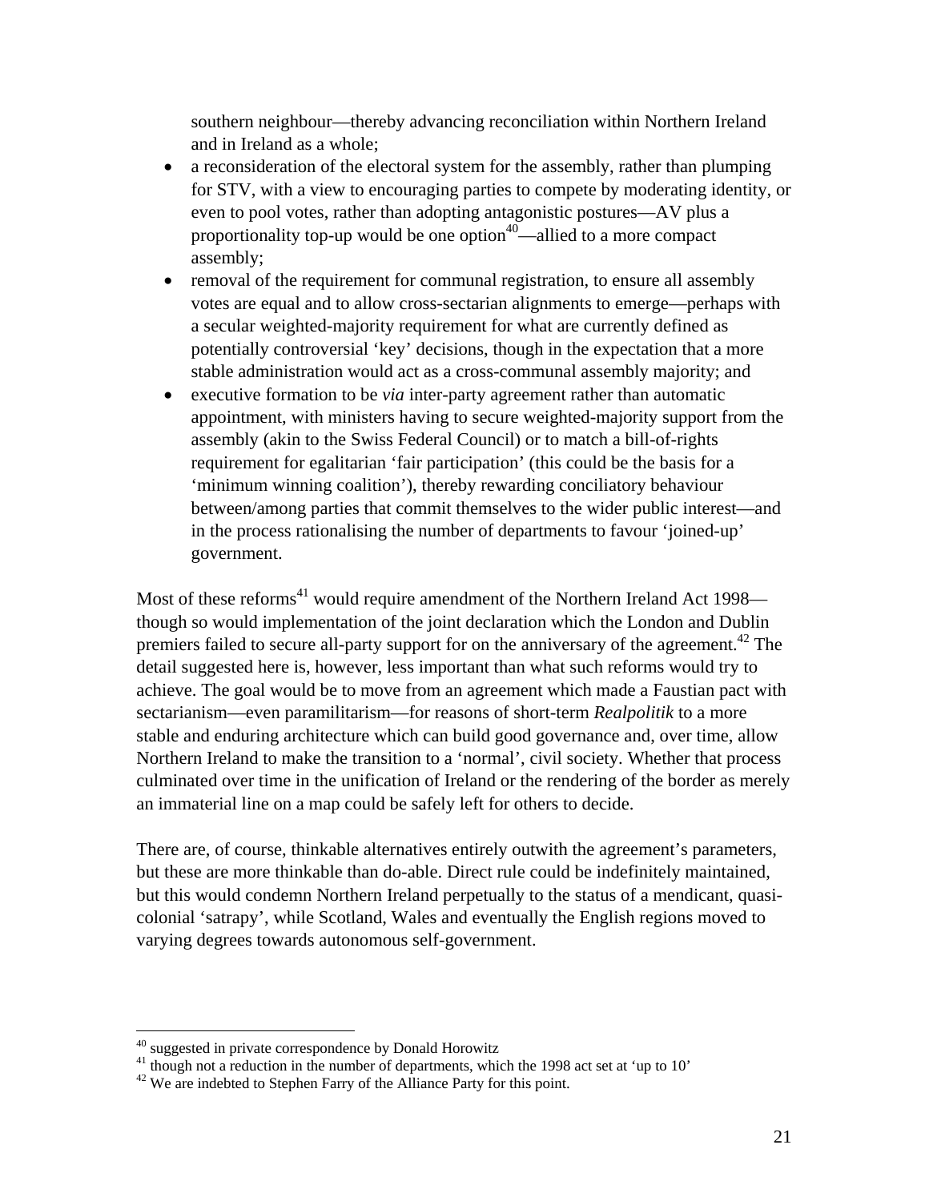southern neighbour—thereby advancing reconciliation within Northern Ireland and in Ireland as a whole;

- a reconsideration of the electoral system for the assembly, rather than plumping for STV, with a view to encouraging parties to compete by moderating identity, or even to pool votes, rather than adopting antagonistic postures—AV plus a proportionality top-up would be one option[40]—allied to a more compact assembly;
- removal of the requirement for communal registration, to ensure all assembly votes are equal and to allow cross-sectarian alignments to emerge—perhaps with a secular weighted-majority requirement for what are currently defined as potentially controversial 'key' decisions, though in the expectation that a more stable administration would act as a cross-communal assembly majority; and
- executive formation to be *via* inter-party agreement rather than automatic appointment, with ministers having to secure weighted-majority support from the assembly (akin to the Swiss Federal Council) or to match a bill-of-rights requirement for egalitarian 'fair participation' (this could be the basis for a 'minimum winning coalition'), thereby rewarding conciliatory behaviour between/among parties that commit themselves to the wider public interest—and in the process rationalising the number of departments to favour 'joined-up' government.

Most of these reforms[41] would require amendment of the Northern Ireland Act 1998—though so would implementation of the joint declaration which the London and Dublin premiers failed to secure all-party support for on the anniversary of the agreement.[42] The detail suggested here is, however, less important than what such reforms would try to achieve. The goal would be to move from an agreement which made a Faustian pact with sectarianism—even paramilitarism—for reasons of short-term *Realpolitik* to a more stable and enduring architecture which can build good governance and, over time, allow Northern Ireland to make the transition to a 'normal', civil society. Whether that process culminated over time in the unification of Ireland or the rendering of the border as merely an immaterial line on a map could be safely left for others to decide.

There are, of course, thinkable alternatives entirely outwith the agreement's parameters, but these are more thinkable than do-able. Direct rule could be indefinitely maintained, but this would condemn Northern Ireland perpetually to the status of a mendicant, quasi-colonial 'satrapy', while Scotland, Wales and eventually the English regions moved to varying degrees towards autonomous self-government.

---

[40] suggested in private correspondence by Donald Horowitz

[41] though not a reduction in the number of departments, which the 1998 act set at 'up to 10'

[42] We are indebted to Stephen Farry of the Alliance Party for this point.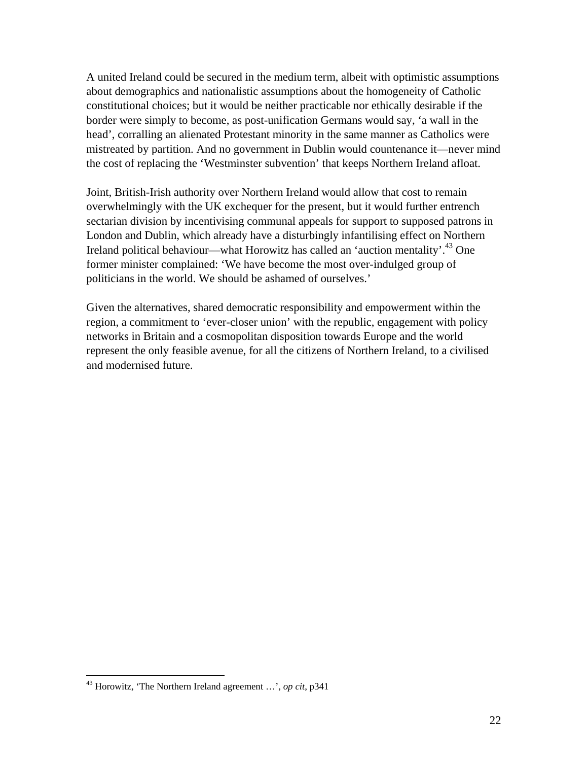A united Ireland could be secured in the medium term, albeit with optimistic assumptions about demographics and nationalistic assumptions about the homogeneity of Catholic constitutional choices; but it would be neither practicable nor ethically desirable if the border were simply to become, as post-unification Germans would say, 'a wall in the head', corralling an alienated Protestant minority in the same manner as Catholics were mistreated by partition. And no government in Dublin would countenance it—never mind the cost of replacing the 'Westminster subvention' that keeps Northern Ireland afloat.

Joint, British-Irish authority over Northern Ireland would allow that cost to remain overwhelmingly with the UK exchequer for the present, but it would further entrench sectarian division by incentivising communal appeals for support to supposed patrons in London and Dublin, which already have a disturbingly infantilising effect on Northern Ireland political behaviour—what Horowitz has called an 'auction mentality'.[43] One former minister complained: 'We have become the most over-indulged group of politicians in the world. We should be ashamed of ourselves.'

Given the alternatives, shared democratic responsibility and empowerment within the region, a commitment to 'ever-closer union' with the republic, engagement with policy networks in Britain and a cosmopolitan disposition towards Europe and the world represent the only feasible avenue, for all the citizens of Northern Ireland, to a civilised and modernised future.

---

[43] Horowitz, 'The Northern Ireland agreement …', *op cit*, p341